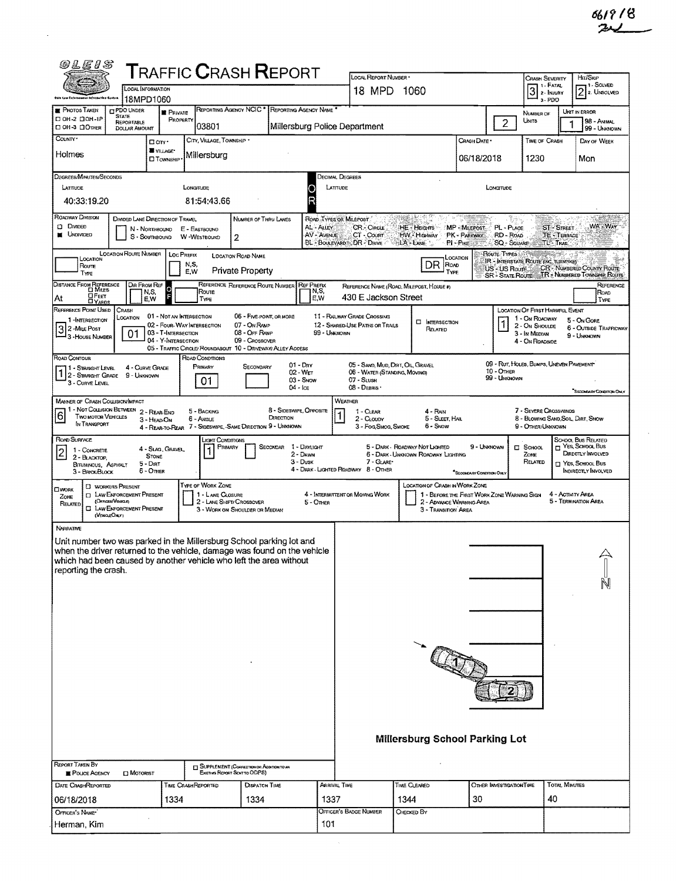6619/8

# TRAFFIC CRASH REPORT

| Field | Value |
|---|---|
| Local Information | 18MPD1060 |
| Local Report Number | 18 MPD 1060 |
| Crash Severity (1 - Fatal, 2 - Injury, 3 - PDO) | 3 |
| Hit/Skip (1 - Solved, 2 - Unsolved) | 2 |
| Photos Taken | ☐ OH-2 ☐ OH-1P ☐ OH-3 ☐ Other |
| PDO Under State Reportable Dollar Amount | ☐ |
| Private Property | ■ |
| Reporting Agency NCIC | 03801 |
| Reporting Agency Name | Millersburg Police Department |
| Number of Units | 2 |
| Unit in Error (98 - Animal, 99 - Unknown) | 1 |
| County | Holmes |
| City, Village, Township | ■ Village — Millersburg |
| Crash Date | 06/18/2018 |
| Time of Crash | 1230 |
| Day of Week | Mon |
| Latitude (Degrees/Minutes/Seconds) | 40:33:19.20 |
| Longitude (Degrees/Minutes/Seconds) | 81:54:43.66 |
| Roadway Division | ■ Undivided |
| Number of Thru Lanes | 2 |
| Location Road Name | Private Property |
| Location Road Type | DR |
| Reference Name (Road, Milepost, House #) | 430 E Jackson Street |
| Reference Point Used | 3 - House Number |
| Crash Location | 01 - Not an Intersection |
| Location of First Harmful Event | 1 - On Roadway |
| Road Contour | 1 - Straight Level |
| Road Conditions (Primary) | 01 - Dry |
| Manner of Crash Collision/Impact | 6 - Angle |
| Weather | 1 - Clear |
| Road Surface | 2 - Blacktop, Bituminous, Asphalt |
| Light Conditions (Primary) | 1 - Daylight |

## NARRATIVE

Unit number two was parked in the Millersburg School parking lot and when the driver returned to the vehicle, damage was found on the vehicle which had been caused by another vehicle who left the area without reporting the crash.

Millersburg School Parking Lot

| Field | Value |
|---|---|
| Report Taken By | ■ Police Agency ☐ Motorist |
| Supplement | ☐ |
| Date Crash Reported | 06/18/2018 |
| Time Crash Reported | 1334 |
| Dispatch Time | 1334 |
| Arrival Time | 1337 |
| Time Cleared | 1344 |
| Other Investigation Time | 30 |
| Total Minutes | 40 |
| Officer's Name | Herman, Kim |
| Officer's Badge Number | 101 |
| Checked By | |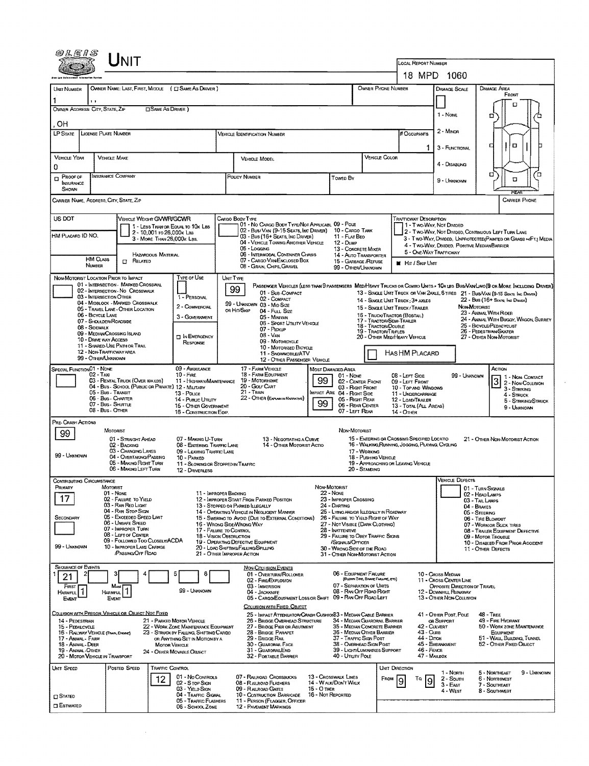# UNIT

**LOCAL REPORT NUMBER:** 18 MPD 1060

| UNIT NUMBER | OWNER NAME: LAST, FIRST, MIDDLE (☐ SAME AS DRIVER) | OWNER PHONE NUMBER | DAMAGE SCALE | DAMAGE AREA |
|---|---|---|---|---|
| 1 | , , | | | FRONT |

OWNER ADDRESS: CITY, STATE, ZIP ☐ SAME AS DRIVER )

, OH

DAMAGE SCALE: 1 - NONE, 2 - MINOR, 3 - FUNCTIONAL, 4 - DISABLING, 9 - UNKNOWN

| LP STATE | LICENSE PLATE NUMBER | VEHICLE IDENTIFICATION NUMBER | # OCCUPANTS |
|---|---|---|---|
| | | | 1 |

| VEHICLE YEAR | VEHICLE MAKE | VEHICLE MODEL | VEHICLE COLOR |
|---|---|---|---|
| 0 | | | |

| ☐ PROOF OF INSURANCE SHOWN | INSURANCE COMPANY | POLICY NUMBER | TOWED BY |
|---|---|---|---|
| | | | |

CARRIER NAME, ADDRESS, CITY, STATE, ZIP — CARRIER PHONE

US DOT

VEHICLE WEIGHT GVWR/GCWR: 1 - LESS THAN OR EQUAL TO 10K LBS; 2 - 10,001 TO 26,000K LBS; 3 - MORE THAN 26,000K LBS.

HM PLACARD ID NO.

HM CLASS NUMBER — HAZARDOUS MATERIAL ☐ RELATED

CARGO BODY TYPE: 01 - NO CARGO BODY TYPE/NOT APPLICABLE; 02 - BUS/VAN (9-15 SEATS, INC DRIVER); 03 - BUS (16+ SEATS, INC DRIVER); 04 - VEHICLE TOWING ANOTHER VEHICLE; 05 - LOGGING; 06 - INTERMODAL CONTAINER CHASIS; 07 - CARGO VAN/ENCLOSED BOX; 08 - GRAIN, CHIPS, GRAVEL; 09 - POLE; 10 - CARGO TANK; 11 - FLAT BED; 12 - DUMP; 13 - CONCRETE MIXER; 14 - AUTO TRANSPORTER; 15 - GARBAGE/REFUSE; 99 - OTHER/UNKNOWN

TRAFFICWAY DESCRIPTION: 1 - TWO-WAY, NOT DIVIDED; 2 - TWO-WAY, NOT DIVIDED, CONTINUOUS LEFT TURN LANE; 3 - TWO-WAY, DIVIDED, UNPROTECTED (PAINTED OR GRASS >4FT.) MEDIA; 4 - TWO-WAY, DIVIDED, POSITIVE MEDIAN BARRIER; 5 - ONE-WAY TRAFFICWAY

■ HIT / SKIP UNIT

NON-MOTORIST LOCATION PRIOR TO IMPACT: 01 - INTERSECTION - MARKED CROSSWALK; 02 - INTERSECTION - NO CROSSWALK; 03 - INTERSECTION OTHER; 04 - MIDBLOCK - MARKED CROSSWALK; 05 - TRAVEL LANE - OTHER LOCATION; 06 - BICYCLE LANE; 07 - SHOULDER/ROADSIDE; 08 - SIDEWALK; 09 - MEDIAN/CROSSING ISLAND; 10 - DRIVE WAY ACCESS; 11 - SHARED-USE PATH OR TRAIL; 12 - NON-TRAFFICWAY AREA; 99 - OTHER/UNKNOWN

TYPE OF USE: 1 - PERSONAL; 2 - COMMERCIAL; 3 - GOVERNMENT; ☐ IN EMERGENCY RESPONSE

UNIT TYPE: **99**

PASSENGER VEHICLES (LESS THAN 9 PASSENGERS): 01 - SUB-COMPACT; 02 - COMPACT; 99 - UNKNOWN 03 - MID SIZE OR HIT/SKIP; 04 - FULL SIZE; 05 - MINIVAN; 06 - SPORT UTILITY VEHICLE; 07 - PICKUP; 08 - VAN; 09 - MOTORCYCLE; 10 - MOTORIZED BICYCLE; 11 - SNOWMOBILE/ATV; 12 - OTHER PASSENGER VEHICLE

MED/HEAVY TRUCKS OR COMBO UNITS > 10K LBS: 13 - SINGLE UNIT TRUCK OR VAN 2AXLE, 6 TIRES; 14 - SINGLE UNIT TRUCK; 3+ AXLES; 15 - SINGLE UNIT TRUCK / TRAILER; 16 - TRUCK/TRACTOR (BOBTAIL); 17 - TRACTOR/SEMI-TRAILER; 18 - TRACTOR/DOUBLE; 19 - TRACTOR/TRIPLES; 20 - OTHER MED/HEAVY VEHICLE

BUS/VAN/LIMO (9 OR MORE INCLUDING DRIVER): 21 - BUS/VAN (9-15 SEATS, INC DRIVER); 22 - BUS (16+ SEATS, INC DRIVER)

NON-MOTORIST: 23 - ANIMAL WITH RIDER; 24 - ANIMAL WITH BUGGY, WAGON, SURREY; 25 - BICYCLE/PEDACYCLIST; 26 - PEDESTRIAN/SKATER; 27 - OTHER NON-MOTORIST

☐ HAS HM PLACARD

SPECIAL FUNCTION: 01 - NONE; 02 - TAXI; 03 - RENTAL TRUCK (OVER 10K LBS); 04 - BUS - SCHOOL (PUBLIC OR PRIVATE); 05 - BUS - TRANSIT; 06 - BUS - CHARTER; 07 - BUS - SHUTTLE; 08 - BUS - OTHER; 09 - AMBULANCE; 10 - FIRE; 11 - HIGHWAY/MAINTENANCE; 12 - MILITARY; 13 - POLICE; 14 - PUBLIC UTILITY; 15 - OTHER GOVERNMENT; 16 - CONSTRUCTION EQIP.; 17 - FARM VEHICLE; 18 - FARM EQUIPMENT; 19 - MOTORHOME; 20 - GOLF CART; 21 - TRAIN; 22 - OTHER (EXPLAIN IN NARRATIVE)

MOST DAMAGED AREA: **99** — IMPACT ARE: **99**
01 - NONE; 02 - CENTER FRONT; 03 - RIGHT FRONT; 04 - RIGHT SIDE; 05 - RIGHT REAR; 06 - REAR CENTER; 07 - LEFT REAR; 08 - LEFT SIDE; 09 - LEFT FRONT; 10 - TOP AND WINDOWS; 11 - UNDERCARRIAGE; 12 - LOAD/TRAILER; 13 - TOTAL (ALL AREAS); 14 - OTHER; 99 - UNKNOWN

ACTION: **3**
1 - NON-CONTACT; 2 - NON-COLLISION; 3 - STRIKING; 4 - STRUCK; 5 - STRIKING/STRUCK; 9 - UNKNOWN

PRE-CRASH ACTIONS: **99**

MOTORIST: 01 - STRAIGHT AHEAD; 02 - BACKING; 03 - CHANGING LANES; 04 - OVERTAKING/PASSING; 05 - MAKING RIGHT TURN; 06 - MAKING LEFT TURN; 07 - MAKING U-TURN; 08 - ENTERING TRAFFIC LANE; 09 - LEAVING TRAFFIC LANE; 10 - PARKED; 11 - SLOWING OR STOPPED IN TRAFFIC; 12 - DRIVERLESS; 13 - NEGOTIATING A CURVE; 14 - OTHER MOTORIST ACTIO; 99 - UNKNOWN

NON-MOTORIST: 15 - ENTERING OR CROSSING SPECIFIED LOCATIO; 16 - WALKING, RUNNING, JOGGING, PLAYING, CYCLING; 17 - WORKING; 18 - PUSHING VEHICLE; 19 - APPROACHING OR LEAVING VEHICLE; 20 - STANDING; 21 - OTHER NON-MOTORIST ACTION

CONTRIBUTING CIRCUMSTANCE — PRIMARY: **17** — SECONDARY: (blank)

MOTORIST: 01 - NONE; 02 - FAILURE TO YIELD; 03 - RAN RED LIGHT; 04 - RAN STOP SIGN; 05 - EXCEEDED SPEED LIMIT; 06 - UNSAFE SPEED; 07 - IMPROPER TURN; 08 - LEFT OF CENTER; 09 - FOLLOWED TOO CLOSELY/ACDA; 10 - IMPROPER LANE CHANGE /PASSING/OFF ROAD; 11 - IMPROPER BACKING; 12 - IMPROPER START FROM PARKED POSITION; 13 - STOPPED OR PARKED ILLEGALLY; 14 - OPERATING VEHICLE IN NEGLIGENT MANNER; 15 - SWERING TO AVOID (DUE TO EXTERNAL CONDITIONS); 16 - WRONG SIDE/WRONG WAY; 17 - FAILURE TO CONTROL; 18 - VISION OBSTRUCTION; 19 - OPERATING DEFECTIVE EQUIPMENT; 20 - LOAD SHIFTING/FALLING/SPILLING; 21 - OTHER IMPROPER ACTION; 99 - UNKNOWN

NON-MOTORIST: 22 - NONE; 23 - IMPROPER CROSSING; 24 - DARTING; 25 - LYING AND/OR ILLEGALLY IN ROADWAY; 26 - FAILURE TO YIELD RIGHT OF WAY; 27 - NOT VISIBLE (DARK CLOTHING); 28 - INATTENTIVE; 29 - FAILURE TO OBEY TRAFFIC SIGNS /SIGNALS/OFFICER; 30 - WRONG SIDE OF THE ROAD; 31 - OTHER NON-MOTORIST ACTION

VEHICLE DEFECTS: 01 - TURN SIGNALS; 02 - HEAD LAMPS; 03 - TAIL LAMPS; 04 - BRAKES; 05 - STEERING; 06 - TIRE BLOWOUT; 07 - WORN OR SLICK TIRES; 08 - TRAILER EQUIPMENT DEFECTIVE; 09 - MOTOR TROUBLE; 10 - DISABLED FROM PRIOR ACCIDENT; 11 - OTHER DEFECTS

SEQUENCE OF EVENTS: 1: **21**; 2: ; 3: ; 4: ; 5: ; 6: ; 99 - UNKNOWN

FIRST HARMFUL EVENT: **1** — MOST HARMFUL EVENT: **1**

NON-COLLISION EVENTS: 01 - OVERTURN/ROLLOVER; 02 - FIRE/EXPLOSION; 03 - IMMERSION; 04 - JACKKNIFE; 05 - CARGO/EQUIPMENT LOSS OR SHIFT; 06 - EQUIPMENT FAILURE (BLOWN TIRE, BRAKE FAILURE, ETC); 07 - SEPARATION OF UNITS; 08 - RAN OFF ROAD RIGHT; 09 - RAN OFF ROAD LEFT; 10 - CROSS MEDIAN; 11 - CROSS CENTER LINE OPPOSITE DIRECTION OF TRAVEL; 12 - DOWNHILL RUNAWAY; 13 - OTHER NON-COLLISION

COLLISION WITH PERSON, VEHICLE OR OBJECT NOT FIXED: 14 - PEDESTRIAN; 15 - PEDALCYCLE; 16 - RAILWAY VEHICLE (TRAIN, ENGINE); 17 - ANIMAL - FARM; 18 - ANIMAL - DEER; 19 - ANIMAL - OTHER; 20 - MOTOR VEHICLE IN TRANSPORT; 21 - PARKED MOTOR VEHICLE; 22 - WORK ZONE MAINTENANCE EQUIPMENT; 23 - STRUCK BY FALLING, SHIFTING CARGO OR ANYTHING SET IN MOTION BY A MOTOR VEHICLE; 24 - OTHER MOVABLE OBJECT

COLLISION WITH FIXED OBJECT: 25 - IMPACT ATTENUATOR/CRASH CUSHION; 26 - BRIDGE OVERHEAD STRUCTURE; 27 - BRIDGE PIER OR ABUTMENT; 28 - BRIDGE PARAPET; 29 - BRIDGE RAIL; 30 - GUARDRAIL FACE; 31 - GUARDRAIL END; 32 - PORTABLE BARRIER; 33 - MEDIAN CABLE BARRIER; 34 - MEDIAN GUARDRAIL BARRIER; 35 - MEDIAN CONCRETE BARRIER; 36 - MEDIAN OTHER BARRIER; 37 - TRAFFIC SIGN POST; 38 - OVERHEAD SIGN POST; 39 - LIGHT/LUMINARIES SUPPORT; 40 - UTILITY POLE; 41 - OTHER POST, POLE OR SUPPORT; 42 - CULVERT; 43 - CURB; 44 - DITCH; 45 - EMBANKMENT; 46 - FENCE; 47 - MAILBOX; 48 - TREE; 49 - FIRE HYDRANT; 50 - WORK ZONE MAINTENANCE EQUIPMENT; 51 - WALL, BUILDING, TUNNEL; 52 - OTHER FIXED OBJECT

| UNIT SPEED | POSTED SPEED | TRAFFIC CONTROL | UNIT DIRECTION |
|---|---|---|---|
| | | 12 | FROM 9 TO 9 |

☐ STATED ☐ ESTIMATED

TRAFFIC CONTROL: 01 - NO CONTROLS; 02 - STOP SIGN; 03 - YIELD SIGN; 04 - TRAFFIC SIGNAL; 05 - TRAFFIC FLASHERS; 06 - SCHOOL ZONE; 07 - RAILROAD CROSSBUCKS; 08 - RAILROAD FLASHERS; 09 - RAILROAD GATES; 10 - CONSTRUCTION BARRICADE; 11 - PERSON (FLAGGER, OFFICER); 12 - PAVEMENT MARKINGS; 13 - CROSSWALK LINES; 14 - WALK/DON'T WALK; 15 - OTHER; 16 - NOT REPORTED

UNIT DIRECTION: 1 - NORTH; 2 - SOUTH; 3 - EAST; 4 - WEST; 5 - NORTHEAST; 6 - NORTHWEST; 7 - SOUTHEAST; 8 - SOUTHWEST; 9 - UNKNOWN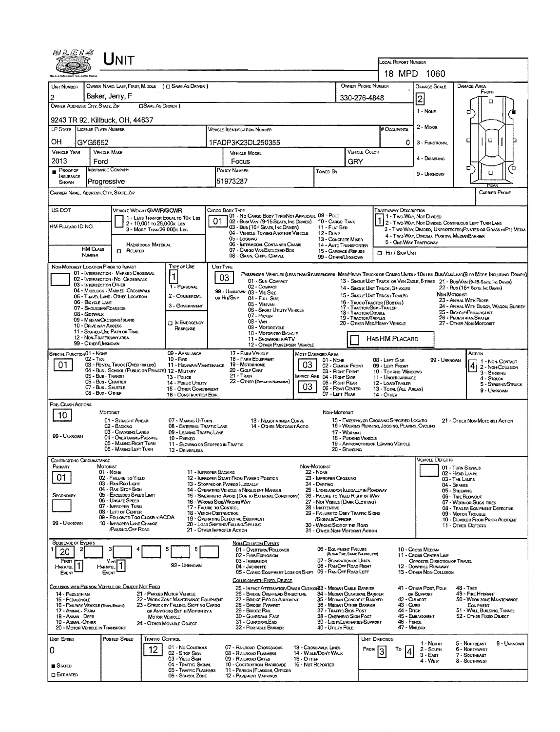# UNIT

**LOCAL REPORT NUMBER:** 18 MPD 1060

| UNIT NUMBER | OWNER NAME: LAST, FIRST, MIDDLE ( ☐ SAME AS DRIVER ) | OWNER PHONE NUMBER | DAMAGE SCALE | DAMAGE AREA |
|---|---|---|---|---|
| 2 | Baker, Jerry, F | 330-276-4848 | 2 | |

**OWNER ADDRESS: CITY, STATE, ZIP** ☐ SAME AS DRIVER )
9243 TR 92, Killbuck, OH, 44637

| LP STATE | LICENSE PLATE NUMBER | VEHICLE IDENTIFICATION NUMBER | # OCCUPANTS |
|---|---|---|---|
| OH | GYG5652 | 1FADP3K23DL250355 | 0 |

| VEHICLE YEAR | VEHICLE MAKE | VEHICLE MODEL | VEHICLE COLOR |
|---|---|---|---|
| 2013 | Ford | Focus | GRY |

| PROOF OF INSURANCE SHOWN | INSURANCE COMPANY | POLICY NUMBER | TOWED BY |
|---|---|---|---|
| ■ | Progressive | 51973287 | |

Damage Scale: 1 - None; 2 - Minor; 3 - Functional; 4 - Disabling; 9 - Unknown

CARRIER NAME, ADDRESS, CITY, STATE, ZIP — CARRIER PHONE

US DOT

VEHICLE WEIGHT GVWR/GCWR: 1 - Less Than or Equal to 10k Lbs; 2 - 10,001 to 26,000k Lbs; 3 - More Than 26,000k Lbs.

HM PLACARD ID NO. — HM CLASS NUMBER — HAZARDOUS MATERIAL ☐ RELATED

CARGO BODY TYPE: **01** — 01 - No Cargo Body Type/Not Applicabl; 02 - Bus/Van (9-15 Seats, Inc Driver); 03 - Bus (16+ Seats, Inc Driver); 04 - Vehicle Towing Another Vehicle; 05 - Logging; 06 - Intermodal Container Chasis; 07 - Cargo Van/Enclosed Box; 08 - Grain, Chips, Gravel; 09 - Pole; 10 - Cargo Tank; 11 - Flat Bed; 12 - Dump; 13 - Concrete Mixer; 14 - Auto Transporter; 15 - Garbage/Refuse; 99 - Other/Unknown

TRAFFICWAY DESCRIPTION: **1** — 1 - Two-Way, Not Divided; 2 - Two-Way, Not Divided, Continuous Left Turn Lane; 3 - Two-Way, Divided, Unprotected(Painted or Grass >4Ft.) Media; 4 - Two-Way, Divided, Positive Median Barrier; 5 - One-Way Trafficway

☐ Hit / Skip Unit

NON-MOTORIST LOCATION PRIOR TO IMPACT: 01 - Intersection - Marked Crosswal; 02 - Intersection - No Crosswalk; 03 - Intersection Other; 04 - Midblock - Marked Crosswalk; 05 - Travel Lane - Other Location; 06 - Bicycle Lane; 07 - Shoulder/Roadside; 08 - Sidewalk; 09 - Median/Crossing Island; 10 - Drive way Access; 11 - Shared-Use Path or Trail; 12 - Non-Trafficway Area; 99 - Other/Unknown

TYPE OF USE: **1** — 1 - Personal; 2 - Commercial; 3 - Government; ☐ In Emergency Response

UNIT TYPE: **03** — Passenger Vehicles (Less than 9 passengers): 01 - Sub-Compact; 02 - Compact; 99 - Unknown 03 - Mid Size; or Hit/Skip 04 - Full Size; 05 - Minivan; 06 - Sport Utility Vehicle; 07 - Pickup; 08 - Van; 09 - Motorcycle; 10 - Motorized Bicycle; 11 - Snowmobile/ATV; 12 - Other Passenger Vehicle. Med/Heavy Trucks or Combo Units > 10k lbs: 13 - Single Unit Truck or Van 2axle, 6 Tires; 14 - Single Unit Truck; 3+ Axles; 15 - Single Unit Truck / Trailer; 16 - Truck/Tractor (Bobtail); 17 - Tractor/Semi-Trailer; 18 - Tractor/Double; 19 - Tractor/Triples; 20 - Other Med/Heavy Vehicle. Bus/Van/Limo (9 or More Including Driver): 21 - Bus/Van (9-15 Seats, Inc Driver); 22 - Bus (16+ Seats, Inc Driver). Non-Motorist: 23 - Animal With Rider; 24 - Animal With Buggy, Wagon, Surrey; 25 - Bicycle/Pedacyclist; 26 - Pedestrian/Skater; 27 - Other Non-Motorist

☐ Has HM Placard

SPECIAL FUNCTION: **01** — 01 - None; 02 - Taxi; 03 - Rental Truck (Over 10k lbs); 04 - Bus - School (Public or Private); 05 - Bus - Transit; 06 - Bus - Charter; 07 - Bus - Shuttle; 08 - Bus - Other; 09 - Ambulance; 10 - Fire; 11 - Highway/Maintenance; 12 - Military; 13 - Police; 14 - Public Utility; 15 - Other Government; 16 - Construction Eqip.; 17 - Farm Vehicle; 18 - Farm Equipment; 19 - Motorhome; 20 - Golf Cart; 21 - Train; 22 - Other (Explain in Narrative)

MOST DAMAGED AREA: **03** — IMPACT ARE: **03** — 01 - None; 02 - Center Front; 03 - Right Front; 04 - Right Side; 05 - Right Rear; 06 - Rear Center; 07 - Left Rear; 08 - Left Side; 09 - Left Front; 10 - Top and Windows; 11 - Undercarriage; 12 - Load/Trailer; 13 - Total (All Areas); 14 - Other; 99 - Unknown

ACTION: **4** — 1 - Non-Contact; 2 - Non-Collision; 3 - Striking; 4 - Struck; 5 - Striking/Struck; 9 - Unknown

PRE-CRASH ACTIONS: **10** — Motorist: 01 - Straight Ahead; 02 - Backing; 03 - Changing Lanes; 04 - Overtaking/Passing; 05 - Making Right Turn; 06 - Making Left Turn; 07 - Making U-Turn; 08 - Entering Traffic Lane; 09 - Leaving Traffic Lane; 10 - Parked; 11 - Slowing or Stopped in Traffic; 12 - Driverless; 13 - Negotiating a Curve; 14 - Other Motorist Actio; 99 - Unknown. Non-Motorist: 15 - Entering or Crossing Specified Locatio; 16 - Walking, Running, Jogging, Playing, Cycling; 17 - Working; 18 - Pushing Vehicle; 19 - Approaching or Leaving Vehicle; 20 - Standing; 21 - Other Non-Motorist Action

CONTRIBUTING CIRCUMSTANCE: Primary **01**; Secondary (blank); 99 - Unknown — Motorist: 01 - None; 02 - Failure to Yield; 03 - Ran Red Light; 04 - Ran Stop Sign; 05 - Exceeded Speed Limit; 06 - Unsafe Speed; 07 - Improper Turn; 08 - Left of Center; 09 - Followed Too Closely/ACDA; 10 - Improper Lane Change /Passing/Off Road; 11 - Improper Backing; 12 - Improper Start From Parked Position; 13 - Stopped or Parked Illegally; 14 - Operating Vehicle in Negligent Manner; 15 - Swering to Avoid (Due to External Conditions); 16 - Wrong Side/Wrong Way; 17 - Failure to Control; 18 - Vision Obstruction; 19 - Operating Defective Equipment; 20 - Load Shifting/Falling/Spilling; 21 - Other Improper Action. Non-Motorist: 22 - None; 23 - Improper Crossing; 24 - Darting; 25 - Lying and/or Illegally in Roadway; 26 - Failure to Yield to Right of Way; 27 - Not Visible (Dark Clothing); 28 - Inattentive; 29 - Failure to Obey Traffic Signs /Signals/Officer; 30 - Wrong Side of the Road; 31 - Other Non-Motorist Action

VEHICLE DEFECTS: 01 - Turn Signals; 02 - Head Lamps; 03 - Tail Lamps; 04 - Brakes; 05 - Steering; 06 - Tire Blowout; 07 - Worn or Slick Tires; 08 - Trailer Equipment Defective; 09 - Motor Trouble; 10 - Disabled From Prior Accident; 11 - Other Defects

SEQUENCE OF EVENTS: 1: **20**; 2; 3; 4; 5; 6 — First Harmful Event: **1**; Most Harmful Event: **1**; 99 - Unknown

Non-Collision Events: 01 - Overturn/Rollover; 02 - Fire/Explosion; 03 - Immersion; 04 - Jackknife; 05 - Cargo/Equipment Loss or Shift; 06 - Equipment Failure (Blown Tire, Brake Failure, etc); 07 - Separation of Units; 08 - Ran Off Road Right; 09 - Ran Off Road Left; 10 - Cross Median; 11 - Cross Center Line Opposite Direction of Travel; 12 - Downhill Runaway; 13 - Other Non-Collision

Collision with Person, Vehicle or Object Not Fixed: 14 - Pedestrian; 15 - Pedalcycle; 16 - Railway Vehicle (Train, Engine); 17 - Animal - Farm; 18 - Animal - Deer; 19 - Animal - Other; 20 - Motor Vehicle in Transport; 21 - Parked Motor Vehicle; 22 - Work Zone Maintenance Equipment; 23 - Struck by Falling, Shifting Cargo or Anything Set in Motion by a Motor Vehicle; 24 - Other Movable Object

Collision with Fixed, Object: 25 - Impact Attenuator/Crash Cushion; 26 - Bridge Overhead Structure; 27 - Bridge Pier or Abutment; 28 - Bridge Parapet; 29 - Bridge Rail; 30 - Guardrail Face; 31 - Guardrail End; 32 - Portable Barrier; 33 - Median Cable Barrier; 34 - Median Guardrail Barrier; 35 - Median Concrete Barrier; 36 - Median Other Barrier; 37 - Traffic Sign Post; 38 - Overhead Sign Post; 39 - Light/Luminaries Support; 40 - Utility Pole; 41 - Other Post, Pole or Support; 42 - Culvert; 43 - Curb; 44 - Ditch; 45 - Embankment; 46 - Fence; 47 - Mailbox; 48 - Tree; 49 - Fire Hydrant; 50 - Work Zone Maintenance Equipment; 51 - Wall, Building, Tunnel; 52 - Other Fixed Object

| UNIT SPEED | POSTED SPEED | TRAFFIC CONTROL | UNIT DIRECTION |
|---|---|---|---|
| 0 | | 12 | From 3 To 4 |

■ Stated ☐ Estimated

Traffic Control: 01 - No Controls; 02 - Stop Sign; 03 - Yield Sign; 04 - Traffic Signal; 05 - Traffic Flashers; 06 - School Zone; 07 - Railroad Crossbucks; 08 - Railroad Flashers; 09 - Railroad Gates; 10 - Costruction Barricade; 11 - Person (Flagger, Officer); 12 - Pavement Markings; 13 - Crosswalk Lines; 14 - Walk/Don't Walk; 15 - Other; 16 - Not Reported

Unit Direction: 1 - North; 2 - South; 3 - East; 4 - West; 5 - Northeast; 6 - Northwest; 7 - Southeast; 8 - Southwest; 9 - Unknown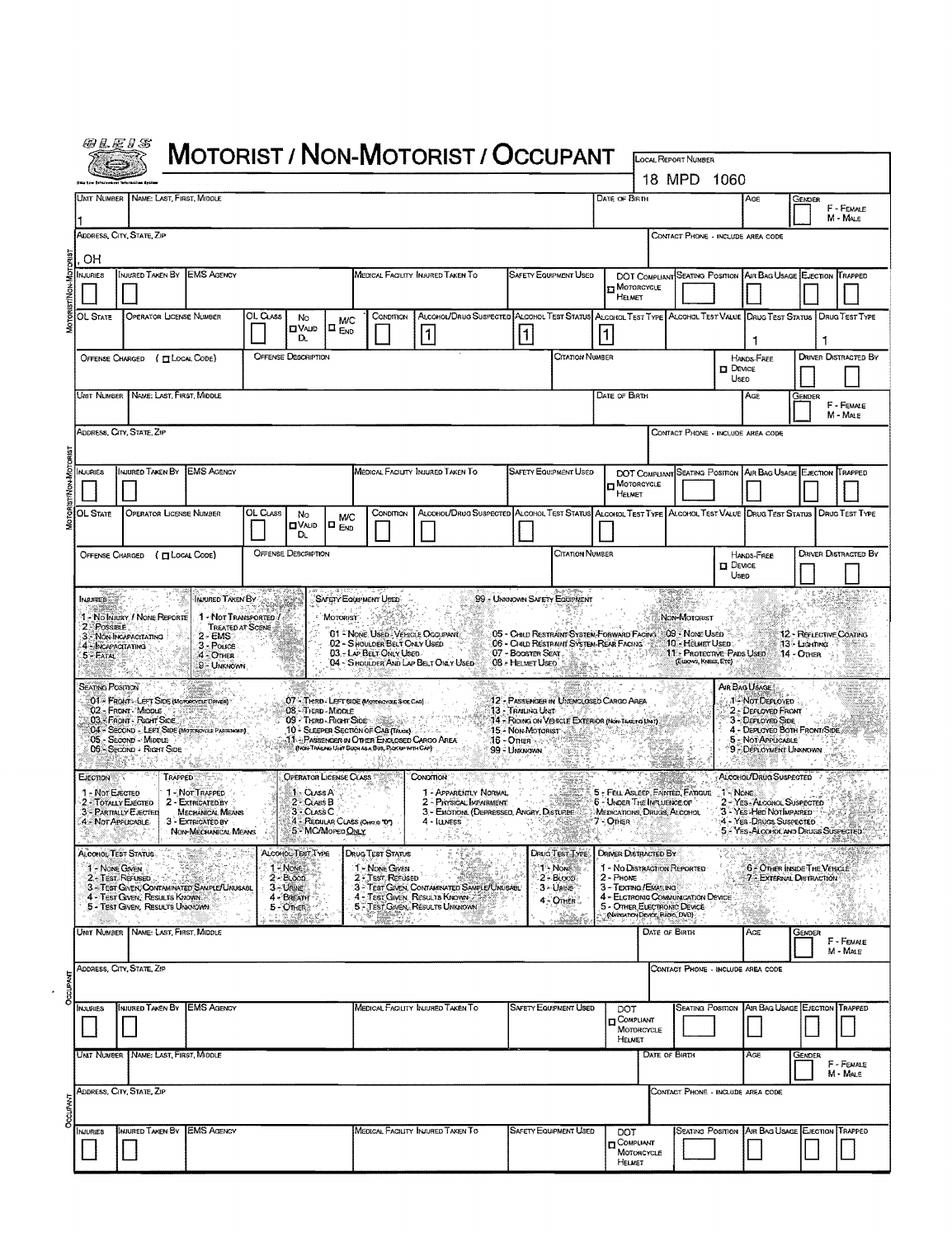# MOTORIST / NON-MOTORIST / OCCUPANT

LOCAL REPORT NUMBER: 18 MPD 1060

## MOTORIST/NON-MOTORIST

| UNIT NUMBER | NAME: LAST, FIRST, MIDDLE | DATE OF BIRTH | AGE | GENDER (F - FEMALE, M - MALE) |
|---|---|---|---|---|
| 1 | | | | |

| ADDRESS, CITY, STATE, ZIP | CONTACT PHONE - INCLUDE AREA CODE |
|---|---|
| , OH | |

| INJURIES | INJURED TAKEN BY | EMS AGENCY | MEDICAL FACILITY INJURED TAKEN TO | SAFETY EQUIPMENT USED | DOT COMPLIANT MOTORCYCLE HELMET | SEATING POSITION | AIR BAG USAGE | EJECTION | TRAPPED |
|---|---|---|---|---|---|---|---|---|---|
| | | | | | ☐ | | | | |

| OL STATE | OPERATOR LICENSE NUMBER | OL CLASS | NO VALID DL | M/C END | CONDITION | ALCOHOL/DRUG SUSPECTED | ALCOHOL TEST STATUS | ALCOHOL TEST TYPE | ALCOHOL TEST VALUE | DRUG TEST STATUS | DRUG TEST TYPE |
|---|---|---|---|---|---|---|---|---|---|---|---|
| | | | ☐ | ☐ | | 1 | 1 | 1 | | 1 | 1 |

| OFFENSE CHARGED (☐ LOCAL CODE) | OFFENSE DESCRIPTION | CITATION NUMBER | HANDS-FREE DEVICE USED | DRIVER DISTRACTED BY |
|---|---|---|---|---|
| | | | ☐ | |

## MOTORIST/NON-MOTORIST

| UNIT NUMBER | NAME: LAST, FIRST, MIDDLE | DATE OF BIRTH | AGE | GENDER (F - FEMALE, M - MALE) |
|---|---|---|---|---|
| | | | | |

| ADDRESS, CITY, STATE, ZIP | CONTACT PHONE - INCLUDE AREA CODE |
|---|---|
| | |

| INJURIES | INJURED TAKEN BY | EMS AGENCY | MEDICAL FACILITY INJURED TAKEN TO | SAFETY EQUIPMENT USED | DOT COMPLIANT MOTORCYCLE HELMET | SEATING POSITION | AIR BAG USAGE | EJECTION | TRAPPED |
|---|---|---|---|---|---|---|---|---|---|
| | | | | | ☐ | | | | |

| OL STATE | OPERATOR LICENSE NUMBER | OL CLASS | NO VALID DL | M/C END | CONDITION | ALCOHOL/DRUG SUSPECTED | ALCOHOL TEST STATUS | ALCOHOL TEST TYPE | ALCOHOL TEST VALUE | DRUG TEST STATUS | DRUG TEST TYPE |
|---|---|---|---|---|---|---|---|---|---|---|---|
| | | | ☐ | ☐ | | | | | | | |

| OFFENSE CHARGED (☐ LOCAL CODE) | OFFENSE DESCRIPTION | CITATION NUMBER | HANDS-FREE DEVICE USED | DRIVER DISTRACTED BY |
|---|---|---|---|---|
| | | | ☐ | |

## Codes

**INJURIES:** 1 - No Injury / None Reported; 2 - Possible; 3 - Non-Incapacitating; 4 - Incapacitating; 5 - Fatal

**INJURED TAKEN BY:** 1 - Not Transported / Treated at Scene; 2 - EMS; 3 - Police; 4 - Other; 9 - Unknown

**SAFETY EQUIPMENT USED:** 99 - Unknown Safety Equipment

Motorist: 01 - None Used - Vehicle Occupant; 02 - Shoulder Belt Only Used; 03 - Lap Belt Only Used; 04 - Shoulder and Lap Belt Only Used; 05 - Child Restraint System-Forward Facing; 06 - Child Restraint System-Rear Facing; 07 - Booster Seat; 08 - Helmet Used

Non-Motorist: 09 - None Used; 10 - Helmet Used; 11 - Protective Pads Used (Elbows, Knees, Etc); 12 - Reflective Coating; 13 - Lighting; 14 - Other

**SEATING POSITION:** 01 - Front - Left Side (Motorcycle Driver); 02 - Front - Middle; 03 - Front - Right Side; 04 - Second - Left Side (Motorcycle Passenger); 05 - Second - Middle; 06 - Second - Right Side; 07 - Third - Left Side (Motorcycle Side Car); 08 - Third - Middle; 09 - Third - Right Side; 10 - Sleeper Section of Cab (Truck); 11 - Passenger in Other Enclosed Cargo Area (Non-Trailing Unit Such as a Bus, Pickup with Cap); 12 - Passenger in Unenclosed Cargo Area; 13 - Trailing Unit; 14 - Riding on Vehicle Exterior (Non-Trailing Unit); 15 - Non-Motorist; 16 - Other; 99 - Unknown

**AIR BAG USAGE:** 1 - Not Deployed; 2 - Deployed Front; 3 - Deployed Side; 4 - Deployed Both Front/Side; 5 - Not Applicable; 9 - Deployment Unknown

**EJECTION:** 1 - Not Ejected; 2 - Totally Ejected; 3 - Partially Ejected; 4 - Not Applicable

**TRAPPED:** 1 - Not Trapped; 2 - Extricated by Mechanical Means; 3 - Extricated by Non-Mechanical Means

**OPERATOR LICENSE CLASS:** 1 - Class A; 2 - Class B; 3 - Class C; 4 - Regular Class (Ohio = "D"); 5 - MC/Moped Only

**CONDITION:** 1 - Apparently Normal; 2 - Physical Impairment; 3 - Emotional (Depressed, Angry, Disturbed); 4 - Illness; 5 - Fell Asleep, Fainted, Fatigue; 6 - Under the Influence of Medications, Drugs, Alcohol; 7 - Other

**ALCOHOL/DRUG SUSPECTED:** 1 - None; 2 - Yes - Alcohol Suspected; 3 - Yes - HBD Not Impaired; 4 - Yes - Drugs Suspected; 5 - Yes - Alcohol and Drugs Suspected

**ALCOHOL TEST STATUS:** 1 - None Given; 2 - Test Refused; 3 - Test Given, Contaminated Sample/Unusable; 4 - Test Given, Results Known; 5 - Test Given, Results Unknown

**ALCOHOL TEST TYPE:** 1 - None; 2 - Blood; 3 - Urine; 4 - Breath; 5 - Other

**DRUG TEST STATUS:** 1 - None Given; 2 - Test Refused; 3 - Test Given, Contaminated Sample/Unusable; 4 - Test Given, Results Known; 5 - Test Given, Results Unknown

**DRUG TEST TYPE:** 1 - None; 2 - Blood; 3 - Urine; 4 - Other

**DRIVER DISTRACTED BY:** 1 - No Distraction Reported; 2 - Phone; 3 - Texting/Emailing; 4 - Electronic Communication Device; 5 - Other Electronic Device (Navigation Device, Radio, DVD); 6 - Other Inside the Vehicle; 7 - External Distraction

## OCCUPANT

| UNIT NUMBER | NAME: LAST, FIRST, MIDDLE | DATE OF BIRTH | AGE | GENDER (F - FEMALE, M - MALE) |
|---|---|---|---|---|
| | | | | |

| ADDRESS, CITY, STATE, ZIP | CONTACT PHONE - INCLUDE AREA CODE |
|---|---|
| | |

| INJURIES | INJURED TAKEN BY | EMS AGENCY | MEDICAL FACILITY INJURED TAKEN TO | SAFETY EQUIPMENT USED | DOT COMPLIANT MOTORCYCLE HELMET | SEATING POSITION | AIR BAG USAGE | EJECTION | TRAPPED |
|---|---|---|---|---|---|---|---|---|---|
| | | | | | ☐ | | | | |

## OCCUPANT

| UNIT NUMBER | NAME: LAST, FIRST, MIDDLE | DATE OF BIRTH | AGE | GENDER (F - FEMALE, M - MALE) |
|---|---|---|---|---|
| | | | | |

| ADDRESS, CITY, STATE, ZIP | CONTACT PHONE - INCLUDE AREA CODE |
|---|---|
| | |

| INJURIES | INJURED TAKEN BY | EMS AGENCY | MEDICAL FACILITY INJURED TAKEN TO | SAFETY EQUIPMENT USED | DOT COMPLIANT MOTORCYCLE HELMET | SEATING POSITION | AIR BAG USAGE | EJECTION | TRAPPED |
|---|---|---|---|---|---|---|---|---|---|
| | | | | | ☐ | | | | |